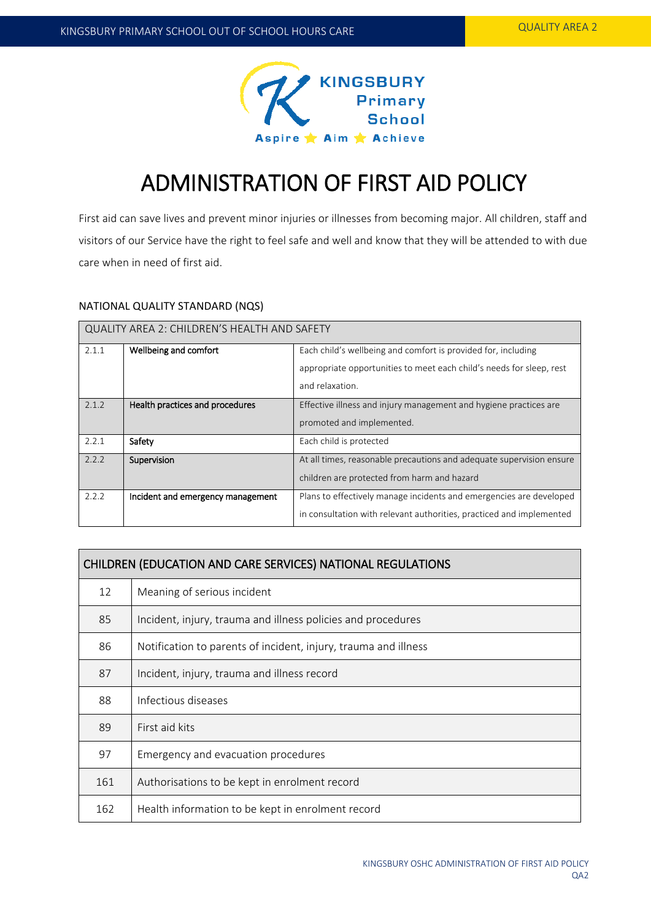# ADMINISTRATION OF FIRST AID POLICY

First aid can save lives and prevent minor injuries or illnesses from becoming major. All children, staff and visitors of our Service have the right to feel safe and well and know that they will be attended to with due care when in need of first aid.

NATIONAL QUALITY STANDARD (NQS)

| QUALITY AREA 2: CHILDREN'S HEALTH AND SAFETY | | |
|---|---|---|
| 2.1.1 | Wellbeing and comfort | Each child's wellbeing and comfort is provided for, including appropriate opportunities to meet each child's needs for sleep, rest and relaxation. |
| 2.1.2 | Health practices and procedures | Effective illness and injury management and hygiene practices are promoted and implemented. |
| 2.2.1 | Safety | Each child is protected |
| 2.2.2 | Supervision | At all times, reasonable precautions and adequate supervision ensure children are protected from harm and hazard |
| 2.2.2 | Incident and emergency management | Plans to effectively manage incidents and emergencies are developed in consultation with relevant authorities, practiced and implemented |

| CHILDREN (EDUCATION AND CARE SERVICES) NATIONAL REGULATIONS | |
|---|---|
| 12 | Meaning of serious incident |
| 85 | Incident, injury, trauma and illness policies and procedures |
| 86 | Notification to parents of incident, injury, trauma and illness |
| 87 | Incident, injury, trauma and illness record |
| 88 | Infectious diseases |
| 89 | First aid kits |
| 97 | Emergency and evacuation procedures |
| 161 | Authorisations to be kept in enrolment record |
| 162 | Health information to be kept in enrolment record |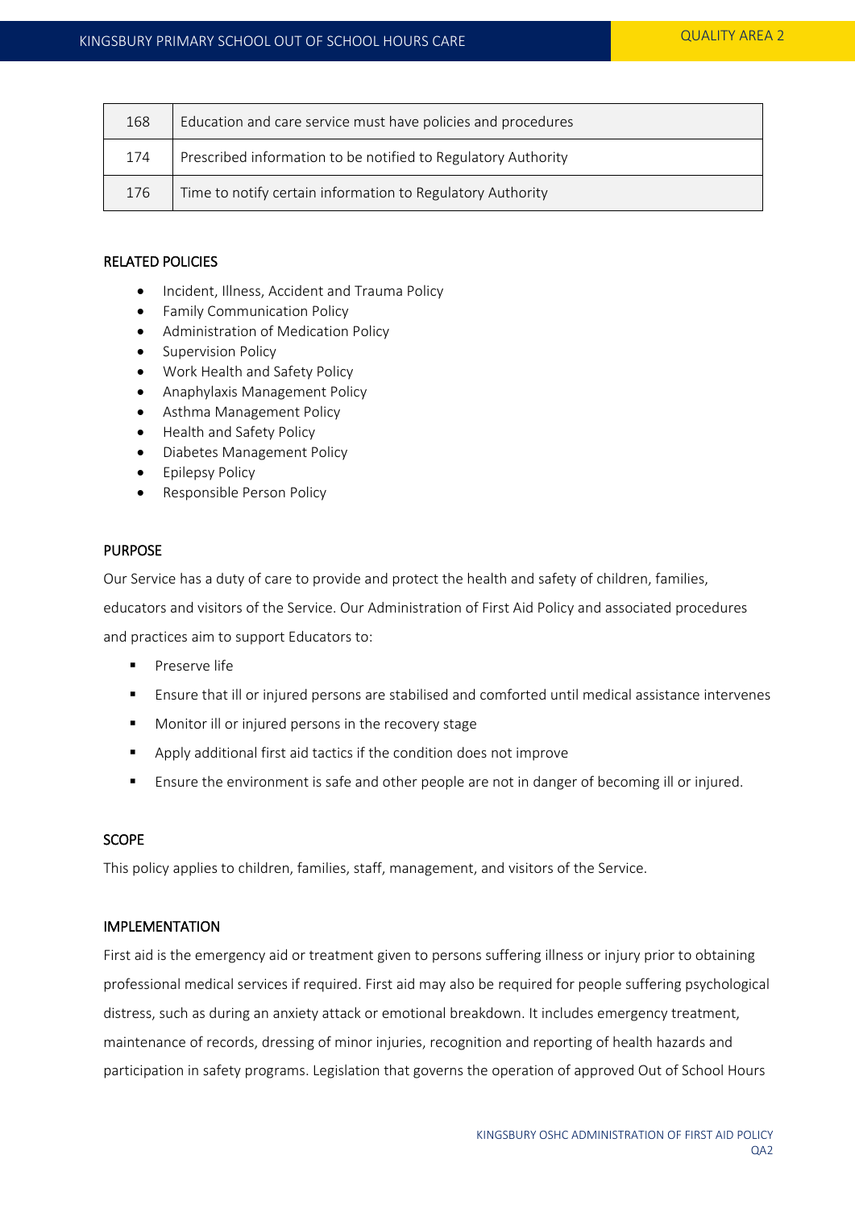| 168 | Education and care service must have policies and procedures |
|---|---|
| 174 | Prescribed information to be notified to Regulatory Authority |
| 176 | Time to notify certain information to Regulatory Authority |

## RELATED POLICIES

- Incident, Illness, Accident and Trauma Policy
- Family Communication Policy
- Administration of Medication Policy
- Supervision Policy
- Work Health and Safety Policy
- Anaphylaxis Management Policy
- Asthma Management Policy
- Health and Safety Policy
- Diabetes Management Policy
- Epilepsy Policy
- Responsible Person Policy

## PURPOSE

Our Service has a duty of care to provide and protect the health and safety of children, families, educators and visitors of the Service. Our Administration of First Aid Policy and associated procedures and practices aim to support Educators to:

- Preserve life
- Ensure that ill or injured persons are stabilised and comforted until medical assistance intervenes
- Monitor ill or injured persons in the recovery stage
- Apply additional first aid tactics if the condition does not improve
- Ensure the environment is safe and other people are not in danger of becoming ill or injured.

## SCOPE

This policy applies to children, families, staff, management, and visitors of the Service.

## IMPLEMENTATION

First aid is the emergency aid or treatment given to persons suffering illness or injury prior to obtaining professional medical services if required. First aid may also be required for people suffering psychological distress, such as during an anxiety attack or emotional breakdown. It includes emergency treatment, maintenance of records, dressing of minor injuries, recognition and reporting of health hazards and participation in safety programs. Legislation that governs the operation of approved Out of School Hours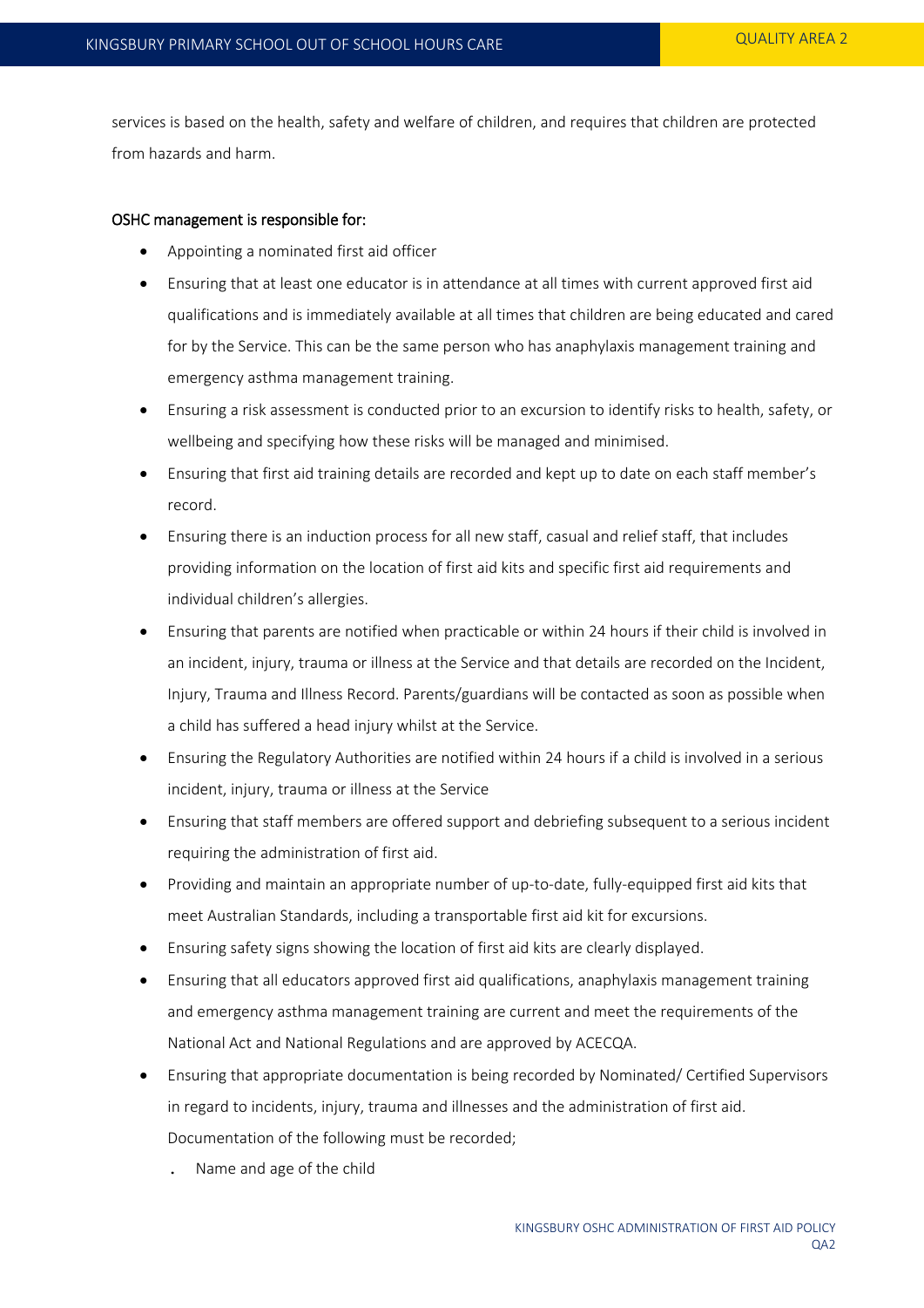services is based on the health, safety and welfare of children, and requires that children are protected from hazards and harm.

OSHC management is responsible for:

- Appointing a nominated first aid officer
- Ensuring that at least one educator is in attendance at all times with current approved first aid qualifications and is immediately available at all times that children are being educated and cared for by the Service. This can be the same person who has anaphylaxis management training and emergency asthma management training.
- Ensuring a risk assessment is conducted prior to an excursion to identify risks to health, safety, or wellbeing and specifying how these risks will be managed and minimised.
- Ensuring that first aid training details are recorded and kept up to date on each staff member's record.
- Ensuring there is an induction process for all new staff, casual and relief staff, that includes providing information on the location of first aid kits and specific first aid requirements and individual children's allergies.
- Ensuring that parents are notified when practicable or within 24 hours if their child is involved in an incident, injury, trauma or illness at the Service and that details are recorded on the Incident, Injury, Trauma and Illness Record. Parents/guardians will be contacted as soon as possible when a child has suffered a head injury whilst at the Service.
- Ensuring the Regulatory Authorities are notified within 24 hours if a child is involved in a serious incident, injury, trauma or illness at the Service
- Ensuring that staff members are offered support and debriefing subsequent to a serious incident requiring the administration of first aid.
- Providing and maintain an appropriate number of up-to-date, fully-equipped first aid kits that meet Australian Standards, including a transportable first aid kit for excursions.
- Ensuring safety signs showing the location of first aid kits are clearly displayed.
- Ensuring that all educators approved first aid qualifications, anaphylaxis management training and emergency asthma management training are current and meet the requirements of the National Act and National Regulations and are approved by ACECQA.
- Ensuring that appropriate documentation is being recorded by Nominated/ Certified Supervisors in regard to incidents, injury, trauma and illnesses and the administration of first aid. Documentation of the following must be recorded;
  - Name and age of the child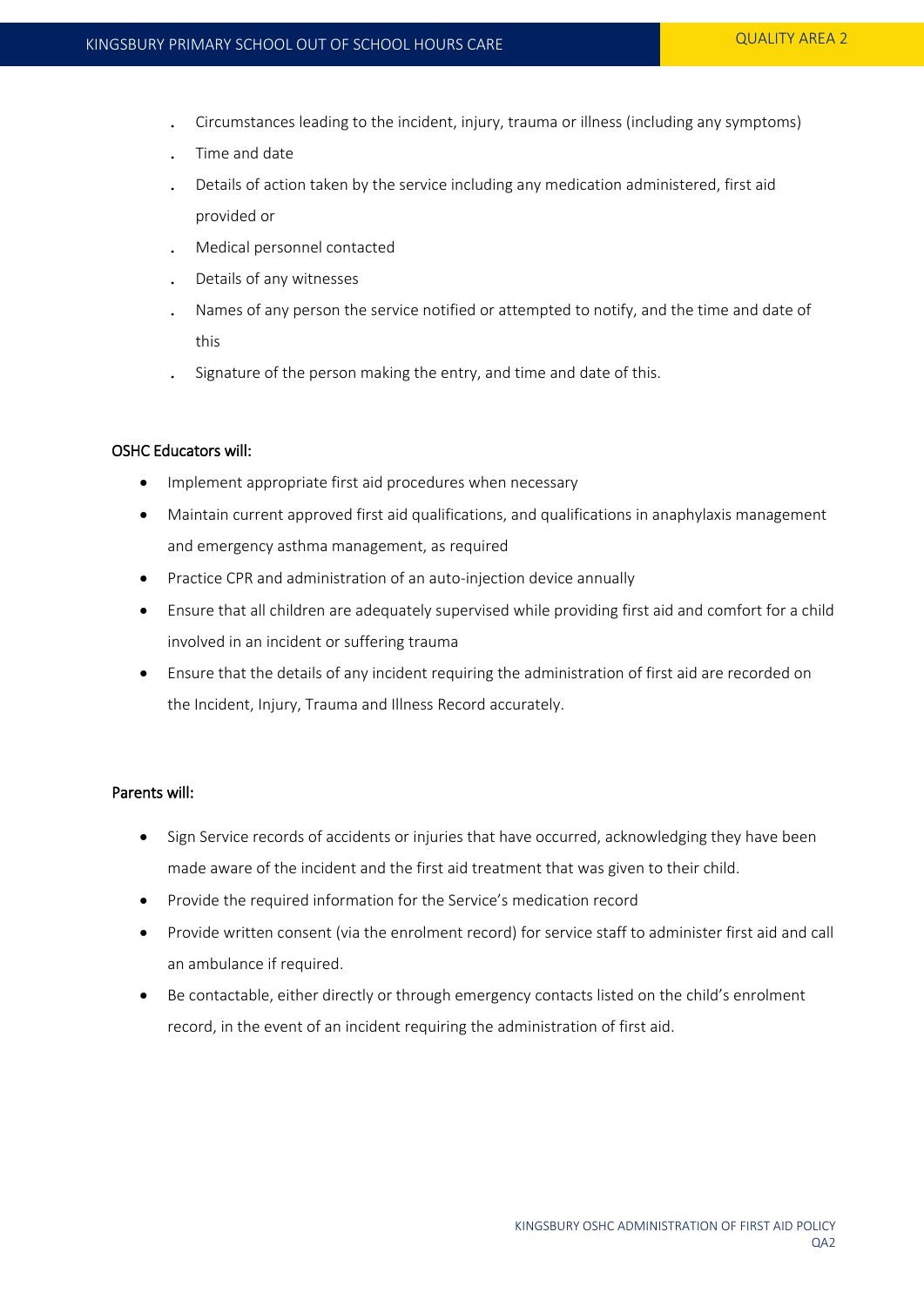- Circumstances leading to the incident, injury, trauma or illness (including any symptoms)
- Time and date
- Details of action taken by the service including any medication administered, first aid provided or
- Medical personnel contacted
- Details of any witnesses
- Names of any person the service notified or attempted to notify, and the time and date of this
- Signature of the person making the entry, and time and date of this.

OSHC Educators will:

- Implement appropriate first aid procedures when necessary
- Maintain current approved first aid qualifications, and qualifications in anaphylaxis management and emergency asthma management, as required
- Practice CPR and administration of an auto-injection device annually
- Ensure that all children are adequately supervised while providing first aid and comfort for a child involved in an incident or suffering trauma
- Ensure that the details of any incident requiring the administration of first aid are recorded on the Incident, Injury, Trauma and Illness Record accurately.

Parents will:

- Sign Service records of accidents or injuries that have occurred, acknowledging they have been made aware of the incident and the first aid treatment that was given to their child.
- Provide the required information for the Service's medication record
- Provide written consent (via the enrolment record) for service staff to administer first aid and call an ambulance if required.
- Be contactable, either directly or through emergency contacts listed on the child's enrolment record, in the event of an incident requiring the administration of first aid.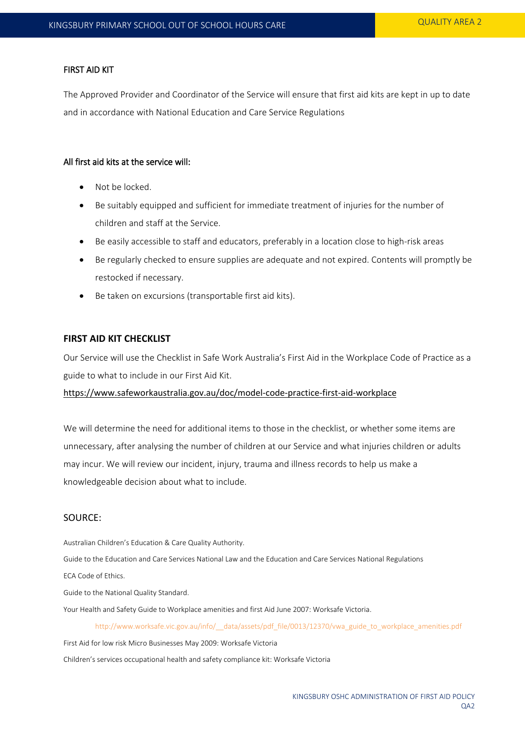## FIRST AID KIT

The Approved Provider and Coordinator of the Service will ensure that first aid kits are kept in up to date and in accordance with National Education and Care Service Regulations

### All first aid kits at the service will:

- Not be locked.
- Be suitably equipped and sufficient for immediate treatment of injuries for the number of children and staff at the Service.
- Be easily accessible to staff and educators, preferably in a location close to high-risk areas
- Be regularly checked to ensure supplies are adequate and not expired. Contents will promptly be restocked if necessary.
- Be taken on excursions (transportable first aid kits).

## FIRST AID KIT CHECKLIST

Our Service will use the Checklist in Safe Work Australia's First Aid in the Workplace Code of Practice as a guide to what to include in our First Aid Kit.

https://www.safeworkaustralia.gov.au/doc/model-code-practice-first-aid-workplace

We will determine the need for additional items to those in the checklist, or whether some items are unnecessary, after analysing the number of children at our Service and what injuries children or adults may incur. We will review our incident, injury, trauma and illness records to help us make a knowledgeable decision about what to include.

## SOURCE:

Australian Children's Education & Care Quality Authority.

Guide to the Education and Care Services National Law and the Education and Care Services National Regulations

ECA Code of Ethics.

Guide to the National Quality Standard.

Your Health and Safety Guide to Workplace amenities and first Aid June 2007: Worksafe Victoria.

http://www.worksafe.vic.gov.au/info/__data/assets/pdf_file/0013/12370/vwa_guide_to_workplace_amenities.pdf

First Aid for low risk Micro Businesses May 2009: Worksafe Victoria

Children's services occupational health and safety compliance kit: Worksafe Victoria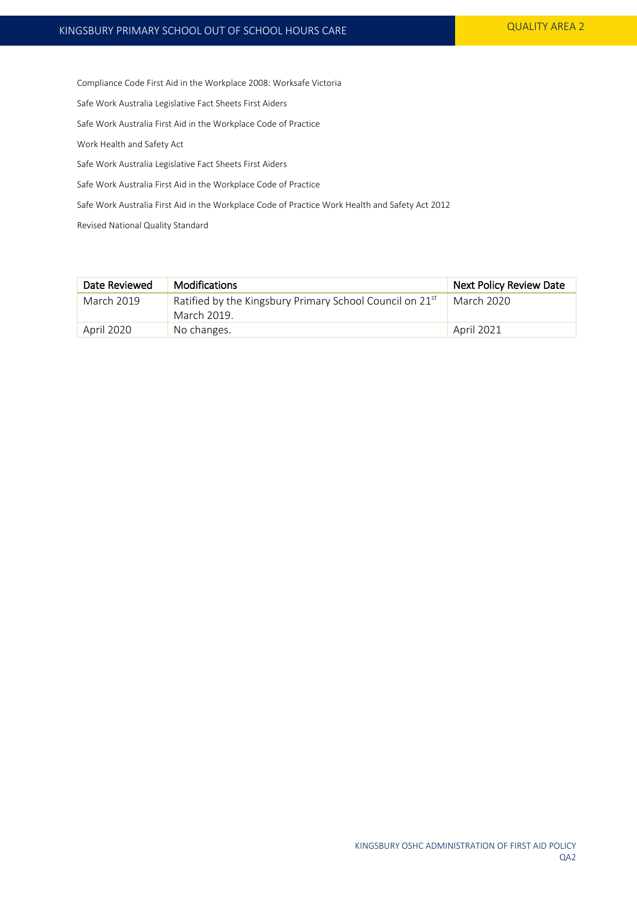Compliance Code First Aid in the Workplace 2008: Worksafe Victoria

Safe Work Australia Legislative Fact Sheets First Aiders

Safe Work Australia First Aid in the Workplace Code of Practice

Work Health and Safety Act

Safe Work Australia Legislative Fact Sheets First Aiders

Safe Work Australia First Aid in the Workplace Code of Practice

Safe Work Australia First Aid in the Workplace Code of Practice Work Health and Safety Act 2012

Revised National Quality Standard

| Date Reviewed | Modifications | Next Policy Review Date |
|---|---|---|
| March 2019 | Ratified by the Kingsbury Primary School Council on 21st March 2019. | March 2020 |
| April 2020 | No changes. | April 2021 |